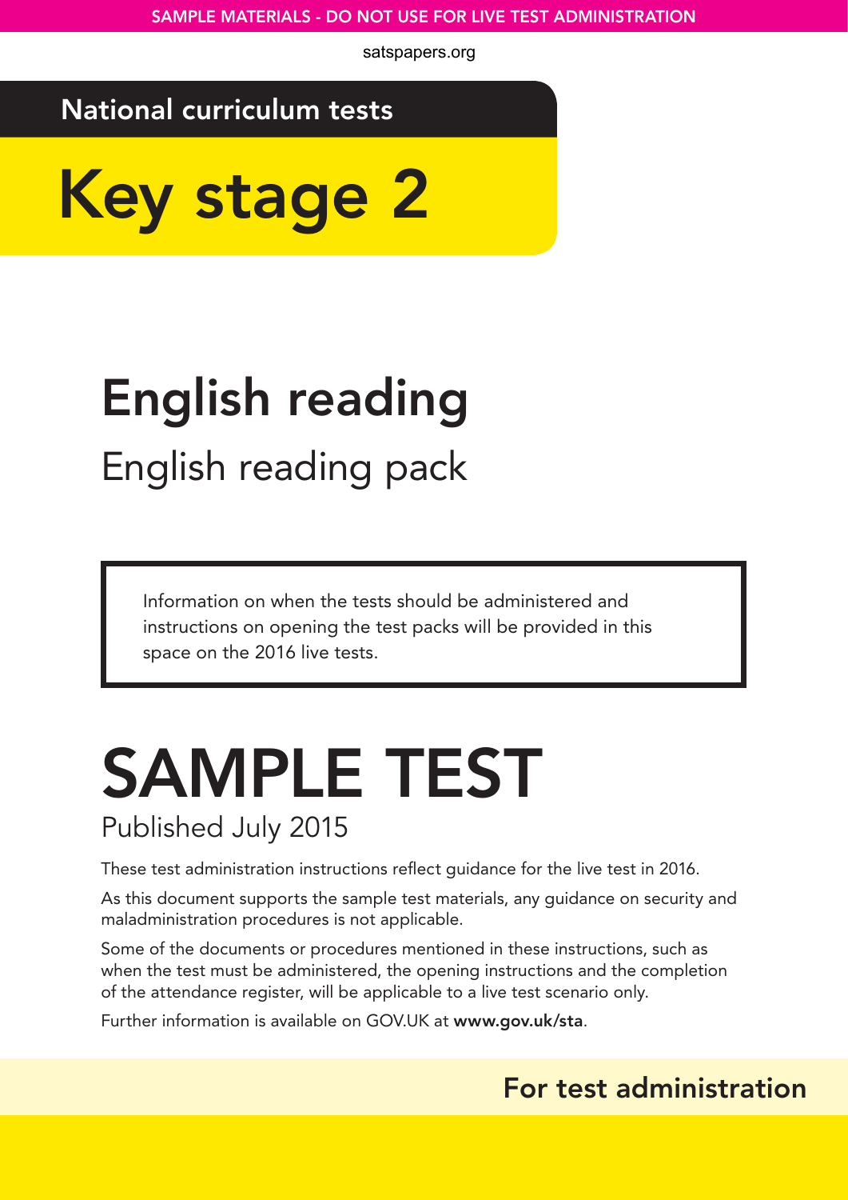SAMPLE MATERIALS - DO NOT USE FOR LIVE TEST ADMINISTRATION

satspapers.org

**National curriculum tests**

# Key stage 2

## English reading

English reading pack

> Information on when the tests should be administered and instructions on opening the test packs will be provided in this space on the 2016 live tests.

# SAMPLE TEST

Published July 2015

These test administration instructions reflect guidance for the live test in 2016.

As this document supports the sample test materials, any guidance on security and maladministration procedures is not applicable.

Some of the documents or procedures mentioned in these instructions, such as when the test must be administered, the opening instructions and the completion of the attendance register, will be applicable to a live test scenario only.

Further information is available on GOV.UK at **www.gov.uk/sta**.

**For test administration**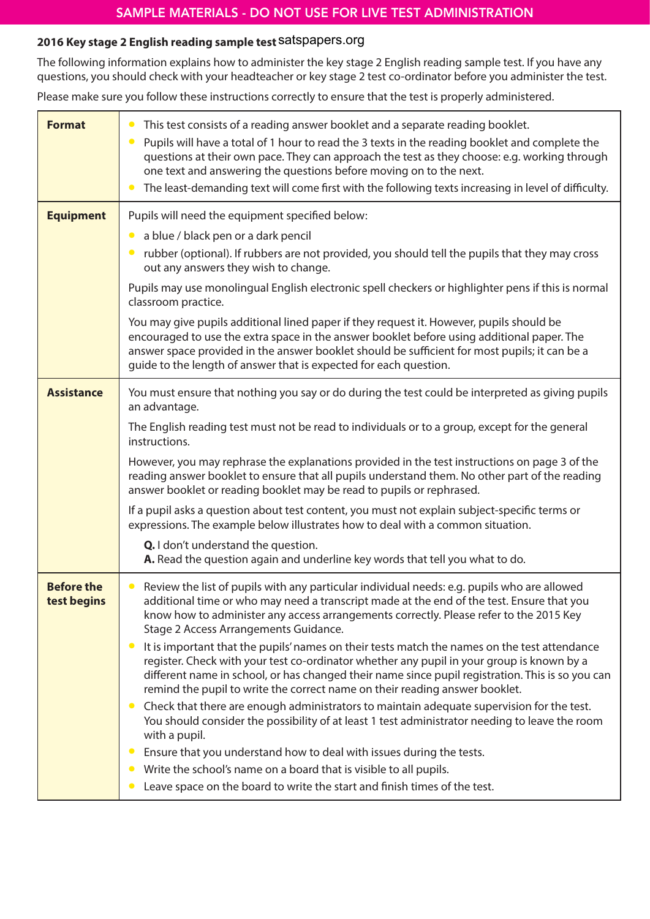SAMPLE MATERIALS - DO NOT USE FOR LIVE TEST ADMINISTRATION

**2016 Key stage 2 English reading sample test** satspapers.org

The following information explains how to administer the key stage 2 English reading sample test. If you have any questions, you should check with your headteacher or key stage 2 test co-ordinator before you administer the test.

Please make sure you follow these instructions correctly to ensure that the test is properly administered.

| | |
|---|---|
| **Format** | • This test consists of a reading answer booklet and a separate reading booklet.<br>• Pupils will have a total of 1 hour to read the 3 texts in the reading booklet and complete the questions at their own pace. They can approach the test as they choose: e.g. working through one text and answering the questions before moving on to the next.<br>• The least-demanding text will come first with the following texts increasing in level of difficulty. |
| **Equipment** | Pupils will need the equipment specified below:<br>• a blue / black pen or a dark pencil<br>• rubber (optional). If rubbers are not provided, you should tell the pupils that they may cross out any answers they wish to change.<br>Pupils may use monolingual English electronic spell checkers or highlighter pens if this is normal classroom practice.<br>You may give pupils additional lined paper if they request it. However, pupils should be encouraged to use the extra space in the answer booklet before using additional paper. The answer space provided in the answer booklet should be sufficient for most pupils; it can be a guide to the length of answer that is expected for each question. |
| **Assistance** | You must ensure that nothing you say or do during the test could be interpreted as giving pupils an advantage.<br>The English reading test must not be read to individuals or to a group, except for the general instructions.<br>However, you may rephrase the explanations provided in the test instructions on page 3 of the reading answer booklet to ensure that all pupils understand them. No other part of the reading answer booklet or reading booklet may be read to pupils or rephrased.<br>If a pupil asks a question about test content, you must not explain subject-specific terms or expressions. The example below illustrates how to deal with a common situation.<br>**Q.** I don't understand the question.<br>**A.** Read the question again and underline key words that tell you what to do. |
| **Before the test begins** | • Review the list of pupils with any particular individual needs: e.g. pupils who are allowed additional time or who may need a transcript made at the end of the test. Ensure that you know how to administer any access arrangements correctly. Please refer to the 2015 Key Stage 2 Access Arrangements Guidance.<br>• It is important that the pupils' names on their tests match the names on the test attendance register. Check with your test co-ordinator whether any pupil in your group is known by a different name in school, or has changed their name since pupil registration. This is so you can remind the pupil to write the correct name on their reading answer booklet.<br>• Check that there are enough administrators to maintain adequate supervision for the test. You should consider the possibility of at least 1 test administrator needing to leave the room with a pupil.<br>• Ensure that you understand how to deal with issues during the tests.<br>• Write the school's name on a board that is visible to all pupils.<br>• Leave space on the board to write the start and finish times of the test. |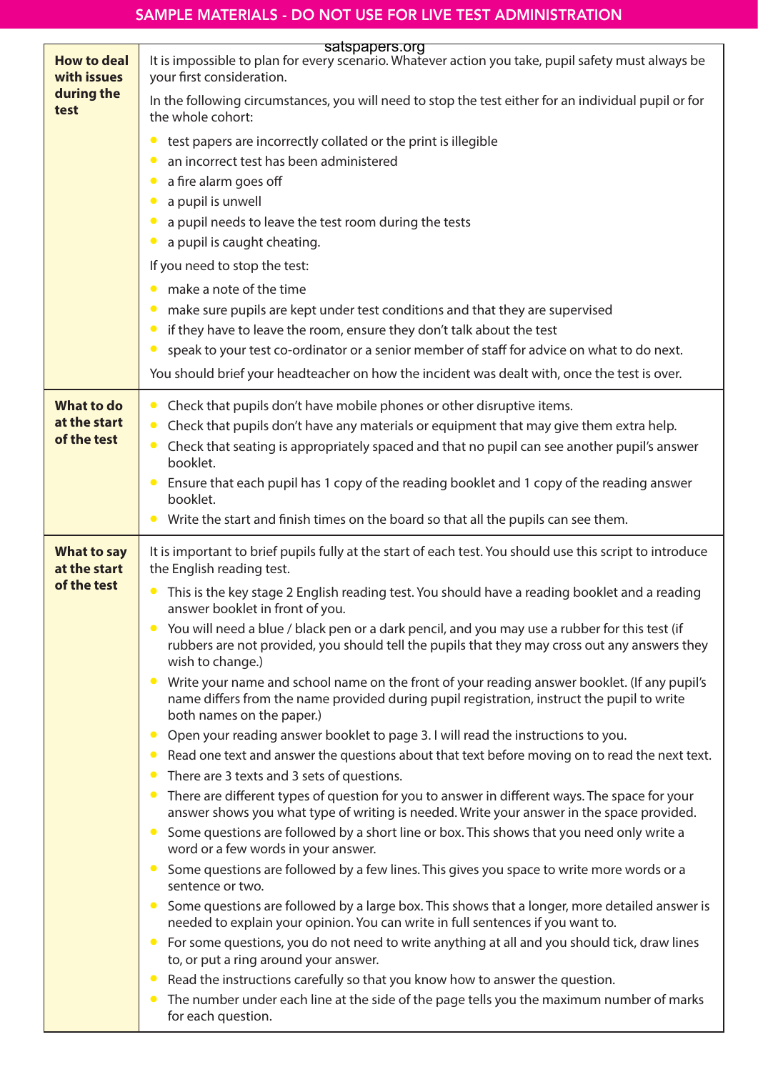SAMPLE MATERIALS - DO NOT USE FOR LIVE TEST ADMINISTRATION

### How to deal with issues during the test

It is impossible to plan for every scenario. Whatever action you take, pupil safety must always be your first consideration.

In the following circumstances, you will need to stop the test either for an individual pupil or for the whole cohort:

- test papers are incorrectly collated or the print is illegible
- an incorrect test has been administered
- a fire alarm goes off
- a pupil is unwell
- a pupil needs to leave the test room during the tests
- a pupil is caught cheating.

If you need to stop the test:

- make a note of the time
- make sure pupils are kept under test conditions and that they are supervised
- if they have to leave the room, ensure they don't talk about the test
- speak to your test co-ordinator or a senior member of staff for advice on what to do next.

You should brief your headteacher on how the incident was dealt with, once the test is over.

### What to do at the start of the test

- Check that pupils don't have mobile phones or other disruptive items.
- Check that pupils don't have any materials or equipment that may give them extra help.
- Check that seating is appropriately spaced and that no pupil can see another pupil's answer booklet.
- Ensure that each pupil has 1 copy of the reading booklet and 1 copy of the reading answer booklet.
- Write the start and finish times on the board so that all the pupils can see them.

### What to say at the start of the test

It is important to brief pupils fully at the start of each test. You should use this script to introduce the English reading test.

- This is the key stage 2 English reading test. You should have a reading booklet and a reading answer booklet in front of you.
- You will need a blue / black pen or a dark pencil, and you may use a rubber for this test (if rubbers are not provided, you should tell the pupils that they may cross out any answers they wish to change.)
- Write your name and school name on the front of your reading answer booklet. (If any pupil's name differs from the name provided during pupil registration, instruct the pupil to write both names on the paper.)
- Open your reading answer booklet to page 3. I will read the instructions to you.
- Read one text and answer the questions about that text before moving on to read the next text.
- There are 3 texts and 3 sets of questions.
- There are different types of question for you to answer in different ways. The space for your answer shows you what type of writing is needed. Write your answer in the space provided.
- Some questions are followed by a short line or box. This shows that you need only write a word or a few words in your answer.
- Some questions are followed by a few lines. This gives you space to write more words or a sentence or two.
- Some questions are followed by a large box. This shows that a longer, more detailed answer is needed to explain your opinion. You can write in full sentences if you want to.
- For some questions, you do not need to write anything at all and you should tick, draw lines to, or put a ring around your answer.
- Read the instructions carefully so that you know how to answer the question.
- The number under each line at the side of the page tells you the maximum number of marks for each question.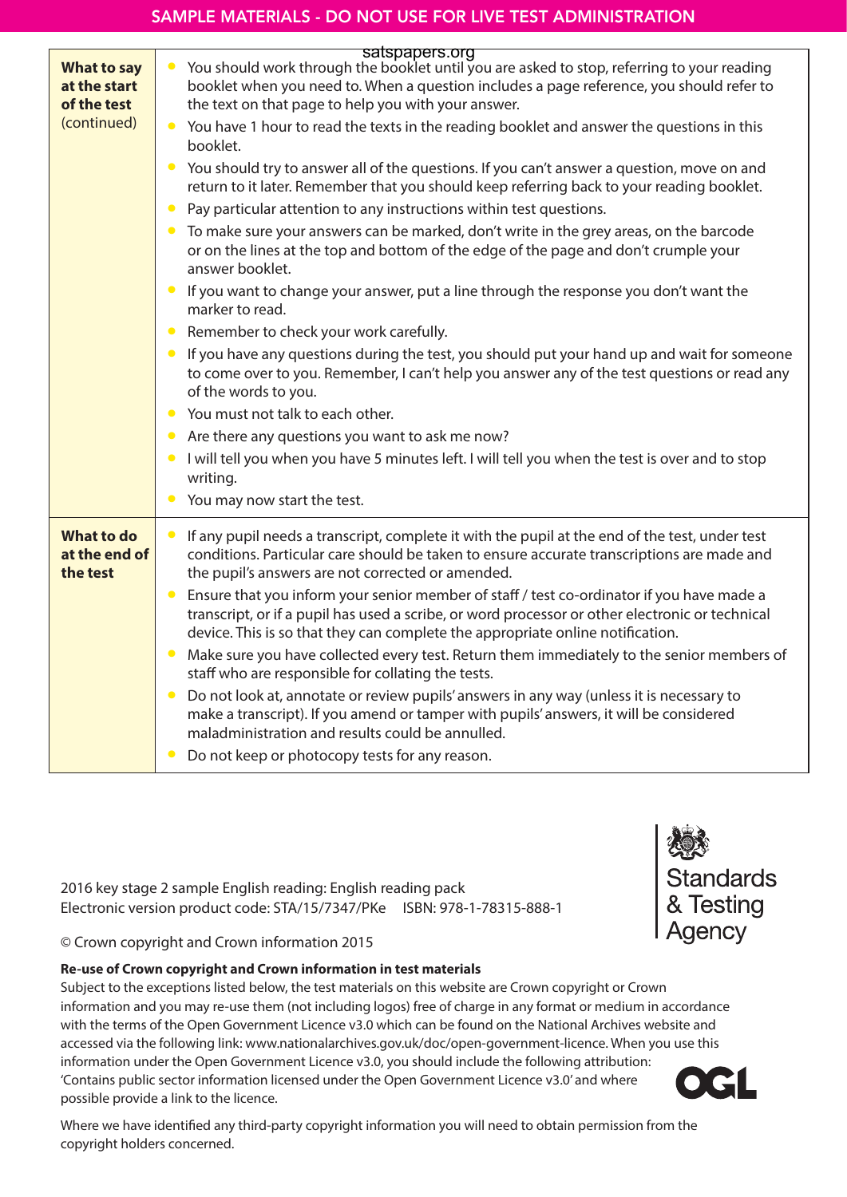SAMPLE MATERIALS - DO NOT USE FOR LIVE TEST ADMINISTRATION

| | |
|---|---|
| **What to say at the start of the test** (continued) | • You should work through the booklet until you are asked to stop, referring to your reading booklet when you need to. When a question includes a page reference, you should refer to the text on that page to help you with your answer.<br>• You have 1 hour to read the texts in the reading booklet and answer the questions in this booklet.<br>• You should try to answer all of the questions. If you can't answer a question, move on and return to it later. Remember that you should keep referring back to your reading booklet.<br>• Pay particular attention to any instructions within test questions.<br>• To make sure your answers can be marked, don't write in the grey areas, on the barcode or on the lines at the top and bottom of the edge of the page and don't crumple your answer booklet.<br>• If you want to change your answer, put a line through the response you don't want the marker to read.<br>• Remember to check your work carefully.<br>• If you have any questions during the test, you should put your hand up and wait for someone to come over to you. Remember, I can't help you answer any of the test questions or read any of the words to you.<br>• You must not talk to each other.<br>• Are there any questions you want to ask me now?<br>• I will tell you when you have 5 minutes left. I will tell you when the test is over and to stop writing.<br>• You may now start the test. |
| **What to do at the end of the test** | • If any pupil needs a transcript, complete it with the pupil at the end of the test, under test conditions. Particular care should be taken to ensure accurate transcriptions are made and the pupil's answers are not corrected or amended.<br>• Ensure that you inform your senior member of staff / test co-ordinator if you have made a transcript, or if a pupil has used a scribe, or word processor or other electronic or technical device. This is so that they can complete the appropriate online notification.<br>• Make sure you have collected every test. Return them immediately to the senior members of staff who are responsible for collating the tests.<br>• Do not look at, annotate or review pupils' answers in any way (unless it is necessary to make a transcript). If you amend or tamper with pupils' answers, it will be considered maladministration and results could be annulled.<br>• Do not keep or photocopy tests for any reason. |

2016 key stage 2 sample English reading: English reading pack
Electronic version product code: STA/15/7347/PKe ISBN: 978-1-78315-888-1

Standards & Testing Agency

© Crown copyright and Crown information 2015

**Re-use of Crown copyright and Crown information in test materials**

Subject to the exceptions listed below, the test materials on this website are Crown copyright or Crown information and you may re-use them (not including logos) free of charge in any format or medium in accordance with the terms of the Open Government Licence v3.0 which can be found on the National Archives website and accessed via the following link: www.nationalarchives.gov.uk/doc/open-government-licence. When you use this information under the Open Government Licence v3.0, you should include the following attribution: 'Contains public sector information licensed under the Open Government Licence v3.0' and where possible provide a link to the licence.

Where we have identified any third-party copyright information you will need to obtain permission from the copyright holders concerned.